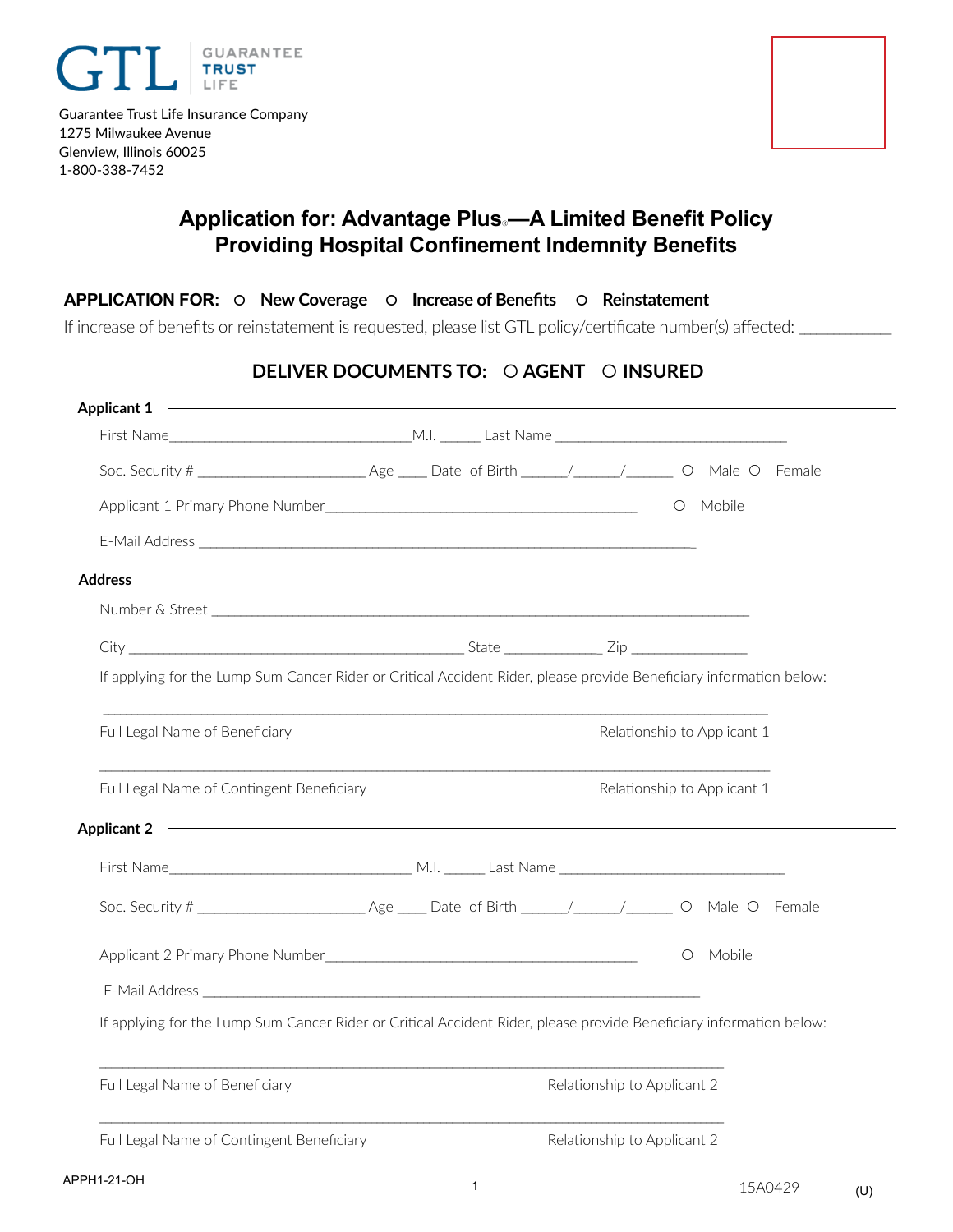Guarantee Trust Life Insurance Company
1275 Milwaukee Avenue
Glenview, Illinois 60025
1-800-338-7452

# Application for: Advantage Plus®—A Limited Benefit Policy Providing Hospital Confinement Indemnity Benefits

**APPLICATION FOR:** ○ New Coverage ○ Increase of Benefits ○ Reinstatement

If increase of benefits or reinstatement is requested, please list GTL policy/certificate number(s) affected: ___________

**DELIVER DOCUMENTS TO:** ○ AGENT ○ INSURED

## Applicant 1

First Name________________________________M.I. ______ Last Name ______________________________

Soc. Security # ______________________ Age ____ Date of Birth ______/______/______ ○ Male ○ Female

Applicant 1 Primary Phone Number___________________________________________ ○ Mobile

E-Mail Address _________________________________________________________________

## Address

Number & Street ________________________________________________________________________

City ____________________________________________ State _____________ Zip _______________

If applying for the Lump Sum Cancer Rider or Critical Accident Rider, please provide Beneficiary information below:

_____________________________________________________________________________________

Full Legal Name of Beneficiary Relationship to Applicant 1

_____________________________________________________________________________________

Full Legal Name of Contingent Beneficiary Relationship to Applicant 1

## Applicant 2

First Name_________________________________ M.I. ______ Last Name ______________________________

Soc. Security # ______________________ Age ____ Date of Birth ______/______/______ ○ Male ○ Female

Applicant 2 Primary Phone Number___________________________________________ ○ Mobile

E-Mail Address _________________________________________________________________

If applying for the Lump Sum Cancer Rider or Critical Accident Rider, please provide Beneficiary information below:

_____________________________________________________________________________________

Full Legal Name of Beneficiary Relationship to Applicant 2

_____________________________________________________________________________________

Full Legal Name of Contingent Beneficiary Relationship to Applicant 2

APPH1-21-OH 15A0429 (U)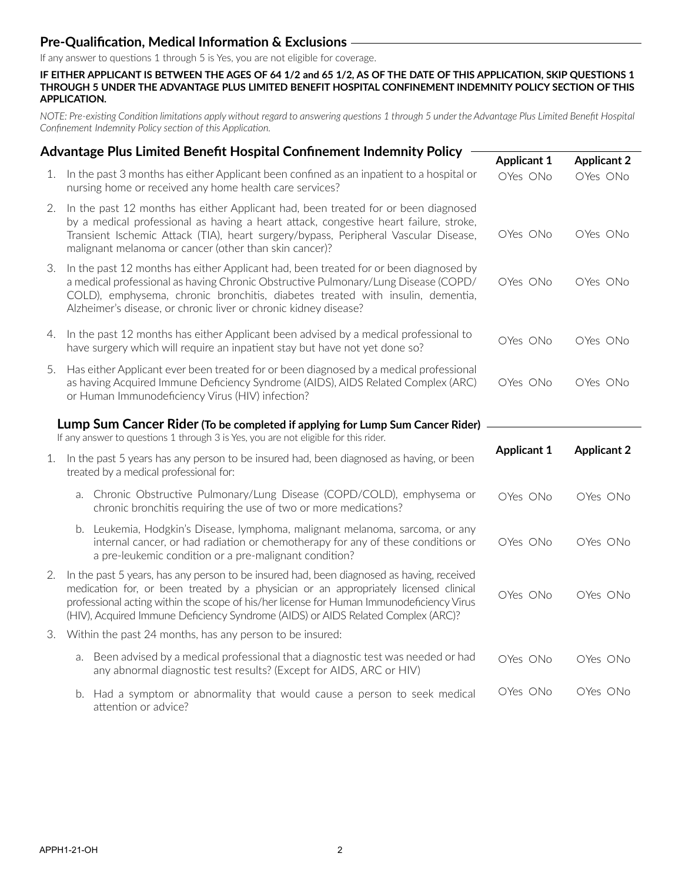## Pre-Qualification, Medical Information & Exclusions

If any answer to questions 1 through 5 is Yes, you are not eligible for coverage.

**IF EITHER APPLICANT IS BETWEEN THE AGES OF 64 1/2 and 65 1/2, AS OF THE DATE OF THIS APPLICATION, SKIP QUESTIONS 1 THROUGH 5 UNDER THE ADVANTAGE PLUS LIMITED BENEFIT HOSPITAL CONFINEMENT INDEMNITY POLICY SECTION OF THIS APPLICATION.**

*NOTE: Pre-existing Condition limitations apply without regard to answering questions 1 through 5 under the Advantage Plus Limited Benefit Hospital Confinement Indemnity Policy section of this Application.*

### Advantage Plus Limited Benefit Hospital Confinement Indemnity Policy

| | Question | Applicant 1 | Applicant 2 |
|---|---|---|---|
| 1. | In the past 3 months has either Applicant been confined as an inpatient to a hospital or nursing home or received any home health care services? | ○Yes ○No | ○Yes ○No |
| 2. | In the past 12 months has either Applicant had, been treated for or been diagnosed by a medical professional as having a heart attack, congestive heart failure, stroke, Transient Ischemic Attack (TIA), heart surgery/bypass, Peripheral Vascular Disease, malignant melanoma or cancer (other than skin cancer)? | ○Yes ○No | ○Yes ○No |
| 3. | In the past 12 months has either Applicant had, been treated for or been diagnosed by a medical professional as having Chronic Obstructive Pulmonary/Lung Disease (COPD/COLD), emphysema, chronic bronchitis, diabetes treated with insulin, dementia, Alzheimer's disease, or chronic liver or chronic kidney disease? | ○Yes ○No | ○Yes ○No |
| 4. | In the past 12 months has either Applicant been advised by a medical professional to have surgery which will require an inpatient stay but have not yet done so? | ○Yes ○No | ○Yes ○No |
| 5. | Has either Applicant ever been treated for or been diagnosed by a medical professional as having Acquired Immune Deficiency Syndrome (AIDS), AIDS Related Complex (ARC) or Human Immunodeficiency Virus (HIV) infection? | ○Yes ○No | ○Yes ○No |

### Lump Sum Cancer Rider (To be completed if applying for Lump Sum Cancer Rider)

If any answer to questions 1 through 3 is Yes, you are not eligible for this rider.

| | Question | Applicant 1 | Applicant 2 |
|---|---|---|---|
| 1. | In the past 5 years has any person to be insured had, been diagnosed as having, or been treated by a medical professional for: | | |
| | a. Chronic Obstructive Pulmonary/Lung Disease (COPD/COLD), emphysema or chronic bronchitis requiring the use of two or more medications? | ○Yes ○No | ○Yes ○No |
| | b. Leukemia, Hodgkin's Disease, lymphoma, malignant melanoma, sarcoma, or any internal cancer, or had radiation or chemotherapy for any of these conditions or a pre-leukemic condition or a pre-malignant condition? | ○Yes ○No | ○Yes ○No |
| 2. | In the past 5 years, has any person to be insured had, been diagnosed as having, received medication for, or been treated by a physician or an appropriately licensed clinical professional acting within the scope of his/her license for Human Immunodeficiency Virus (HIV), Acquired Immune Deficiency Syndrome (AIDS) or AIDS Related Complex (ARC)? | ○Yes ○No | ○Yes ○No |
| 3. | Within the past 24 months, has any person to be insured: | | |
| | a. Been advised by a medical professional that a diagnostic test was needed or had any abnormal diagnostic test results? (Except for AIDS, ARC or HIV) | ○Yes ○No | ○Yes ○No |
| | b. Had a symptom or abnormality that would cause a person to seek medical attention or advice? | ○Yes ○No | ○Yes ○No |

APPH1-21-OH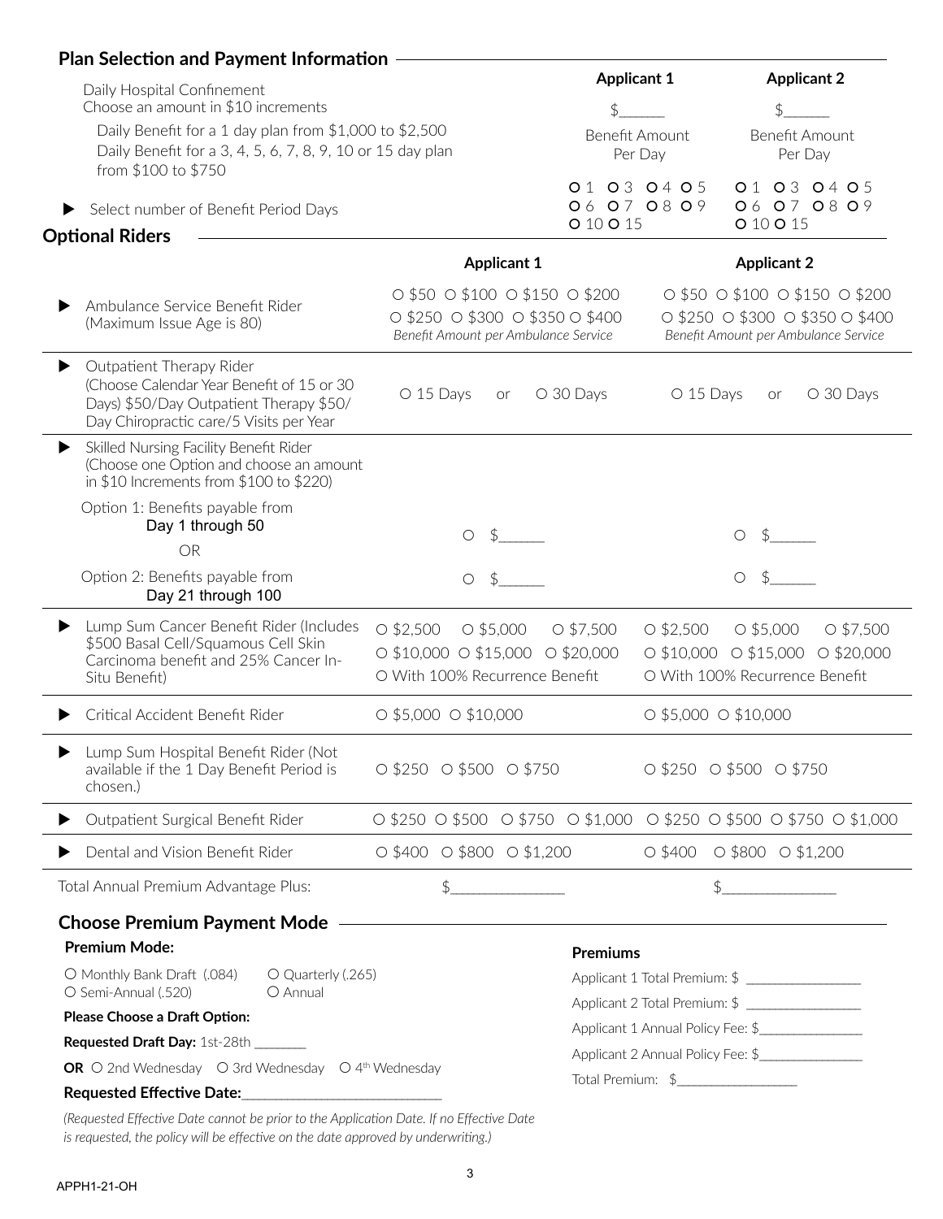## Plan Selection and Payment Information

| | Applicant 1 | Applicant 2 |
|---|---|---|
| Daily Hospital Confinement<br>Choose an amount in $10 increments<br>Daily Benefit for a 1 day plan from $1,000 to $2,500<br>Daily Benefit for a 3, 4, 5, 6, 7, 8, 9, 10 or 15 day plan from $100 to $750 | $______<br>Benefit Amount Per Day | $______<br>Benefit Amount Per Day |
| ▶ Select number of Benefit Period Days | O 1 O 3 O 4 O 5 O 6 O 7 O 8 O 9 O 10 O 15 | O 1 O 3 O 4 O 5 O 6 O 7 O 8 O 9 O 10 O 15 |

## Optional Riders

| | Applicant 1 | Applicant 2 |
|---|---|---|
| ▶ Ambulance Service Benefit Rider (Maximum Issue Age is 80) | ○ $50 ○ $100 ○ $150 ○ $200 ○ $250 ○ $300 ○ $350 ○ $400<br>*Benefit Amount per Ambulance Service* | ○ $50 ○ $100 ○ $150 ○ $200 ○ $250 ○ $300 ○ $350 ○ $400<br>*Benefit Amount per Ambulance Service* |
| ▶ Outpatient Therapy Rider (Choose Calendar Year Benefit of 15 or 30 Days) $50/Day Outpatient Therapy $50/ Day Chiropractic care/5 Visits per Year | ○ 15 Days or ○ 30 Days | ○ 15 Days or ○ 30 Days |
| ▶ Skilled Nursing Facility Benefit Rider (Choose one Option and choose an amount in $10 Increments from $100 to $220) | | |
| Option 1: Benefits payable from Day 1 through 50 | ○ $______ | ○ $______ |
| OR | | |
| Option 2: Benefits payable from Day 21 through 100 | ○ $______ | ○ $______ |
| ▶ Lump Sum Cancer Benefit Rider (Includes $500 Basal Cell/Squamous Cell Skin Carcinoma benefit and 25% Cancer In-Situ Benefit) | ○ $2,500 ○ $5,000 ○ $7,500 ○ $10,000 ○ $15,000 ○ $20,000<br>○ With 100% Recurrence Benefit | ○ $2,500 ○ $5,000 ○ $7,500 ○ $10,000 ○ $15,000 ○ $20,000<br>○ With 100% Recurrence Benefit |
| ▶ Critical Accident Benefit Rider | ○ $5,000 ○ $10,000 | ○ $5,000 ○ $10,000 |
| ▶ Lump Sum Hospital Benefit Rider (Not available if the 1 Day Benefit Period is chosen.) | ○ $250 ○ $500 ○ $750 | ○ $250 ○ $500 ○ $750 |
| ▶ Outpatient Surgical Benefit Rider | ○ $250 ○ $500 ○ $750 ○ $1,000 | ○ $250 ○ $500 ○ $750 ○ $1,000 |
| ▶ Dental and Vision Benefit Rider | ○ $400 ○ $800 ○ $1,200 | ○ $400 ○ $800 ○ $1,200 |
| Total Annual Premium Advantage Plus: | $______________ | $______________ |

## Choose Premium Payment Mode

**Premium Mode:**

O Monthly Bank Draft (.084) O Quarterly (.265)
O Semi-Annual (.520) O Annual

**Please Choose a Draft Option:**

**Requested Draft Day:** 1st-28th _______

**OR** ○ 2nd Wednesday ○ 3rd Wednesday ○ 4th Wednesday

**Requested Effective Date:**___________________________

*(Requested Effective Date cannot be prior to the Application Date. If no Effective Date is requested, the policy will be effective on the date approved by underwriting.)*

**Premiums**

Applicant 1 Total Premium: $ ________________

Applicant 2 Total Premium: $ ________________

Applicant 1 Annual Policy Fee: $_______________

Applicant 2 Annual Policy Fee: $_______________

Total Premium: $_________________

APPH1-21-OH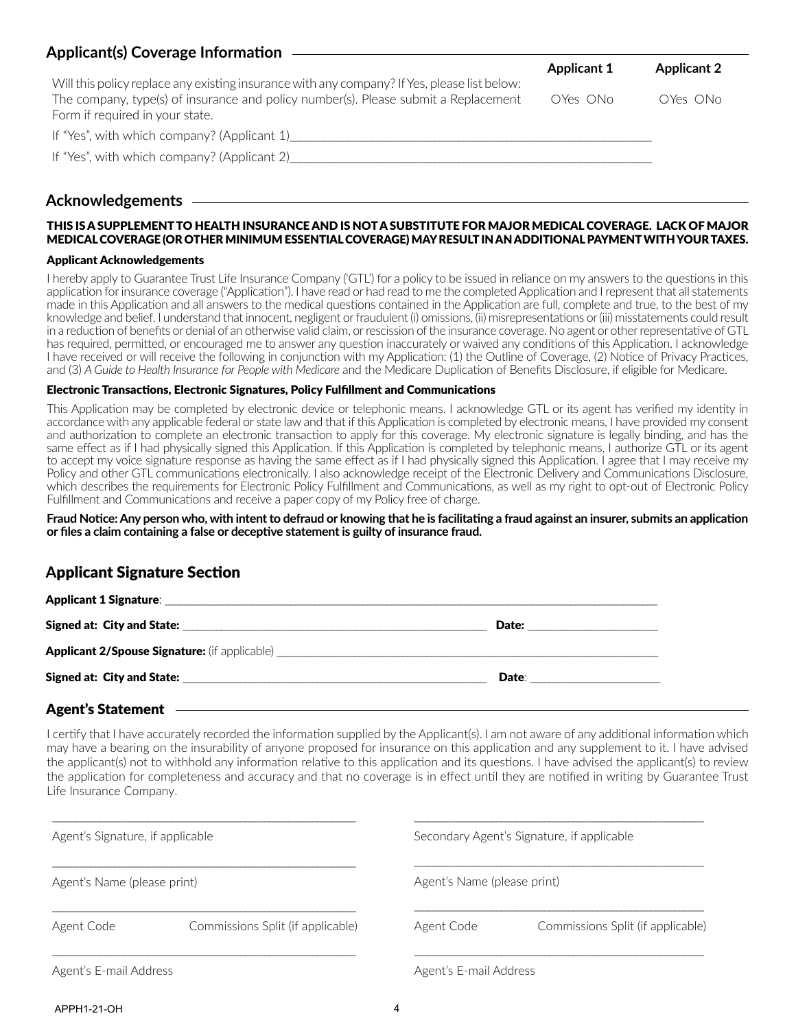## Applicant(s) Coverage Information

| | Applicant 1 | Applicant 2 |
|---|---|---|
| Will this policy replace any existing insurance with any company? If Yes, please list below: The company, type(s) of insurance and policy number(s). Please submit a Replacement Form if required in your state. | ○Yes ○No | ○Yes ○No |

If "Yes", with which company? (Applicant 1)_______________________________________________

If "Yes", with which company? (Applicant 2)_______________________________________________

## Acknowledgements

**THIS IS A SUPPLEMENT TO HEALTH INSURANCE AND IS NOT A SUBSTITUTE FOR MAJOR MEDICAL COVERAGE. LACK OF MAJOR MEDICAL COVERAGE (OR OTHER MINIMUM ESSENTIAL COVERAGE) MAY RESULT IN AN ADDITIONAL PAYMENT WITH YOUR TAXES.**

### Applicant Acknowledgements

I hereby apply to Guarantee Trust Life Insurance Company ('GTL') for a policy to be issued in reliance on my answers to the questions in this application for insurance coverage ("Application"). I have read or had read to me the completed Application and I represent that all statements made in this Application and all answers to the medical questions contained in the Application are full, complete and true, to the best of my knowledge and belief. I understand that innocent, negligent or fraudulent (i) omissions, (ii) misrepresentations or (iii) misstatements could result in a reduction of benefits or denial of an otherwise valid claim, or rescission of the insurance coverage. No agent or other representative of GTL has required, permitted, or encouraged me to answer any question inaccurately or waived any conditions of this Application. I acknowledge I have received or will receive the following in conjunction with my Application: (1) the Outline of Coverage, (2) Notice of Privacy Practices, and (3) *A Guide to Health Insurance for People with Medicare* and the Medicare Duplication of Benefits Disclosure, if eligible for Medicare.

### Electronic Transactions, Electronic Signatures, Policy Fulfillment and Communications

This Application may be completed by electronic device or telephonic means. I acknowledge GTL or its agent has verified my identity in accordance with any applicable federal or state law and that if this Application is completed by electronic means, I have provided my consent and authorization to complete an electronic transaction to apply for this coverage. My electronic signature is legally binding, and has the same effect as if I had physically signed this Application. If this Application is completed by telephonic means, I authorize GTL or its agent to accept my voice signature response as having the same effect as if I had physically signed this Application. I agree that I may receive my Policy and other GTL communications electronically. I also acknowledge receipt of the Electronic Delivery and Communications Disclosure, which describes the requirements for Electronic Policy Fulfillment and Communications, as well as my right to opt-out of Electronic Policy Fulfillment and Communications and receive a paper copy of my Policy free of charge.

**Fraud Notice: Any person who, with intent to defraud or knowing that he is facilitating a fraud against an insurer, submits an application or files a claim containing a false or deceptive statement is guilty of insurance fraud.**

## Applicant Signature Section

**Applicant 1 Signature**: _______________________________________________

**Signed at: City and State:** _______________________________ **Date:** ____________

**Applicant 2/Spouse Signature:** (if applicable) _______________________________________________

**Signed at: City and State:** _______________________________ **Date**: ____________

## Agent's Statement

I certify that I have accurately recorded the information supplied by the Applicant(s). I am not aware of any additional information which may have a bearing on the insurability of anyone proposed for insurance on this application and any supplement to it. I have advised the applicant(s) not to withhold any information relative to this application and its questions. I have advised the applicant(s) to review the application for completeness and accuracy and that no coverage is in effect until they are notified in writing by Guarantee Trust Life Insurance Company.

| | |
|---|---|
| ______________________________ | ______________________________ |
| Agent's Signature, if applicable | Secondary Agent's Signature, if applicable |
| ______________________________ | ______________________________ |
| Agent's Name (please print) | Agent's Name (please print) |
| ______________________________ | ______________________________ |
| Agent Code     Commissions Split (if applicable) | Agent Code     Commissions Split (if applicable) |
| ______________________________ | ______________________________ |
| Agent's E-mail Address | Agent's E-mail Address |

APPH1-21-OH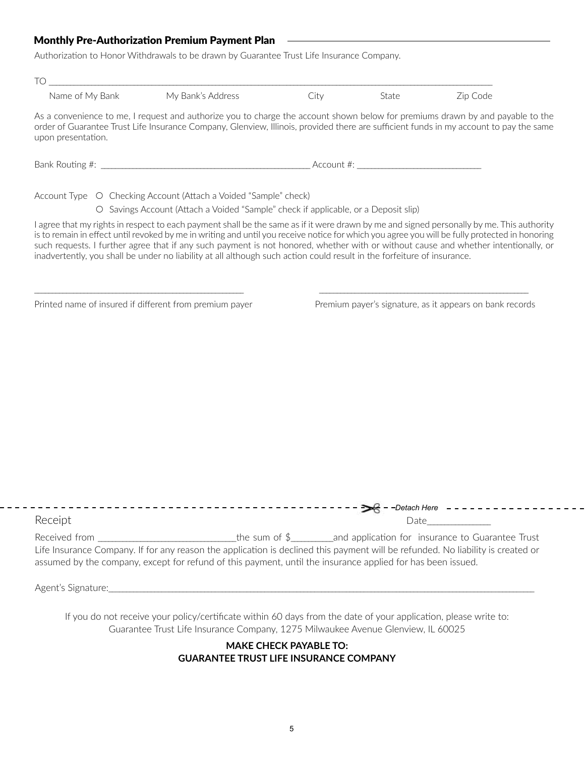## Monthly Pre-Authorization Premium Payment Plan

Authorization to Honor Withdrawals to be drawn by Guarantee Trust Life Insurance Company.

TO ______________________________________________________________________________________________

Name of My Bank    My Bank's Address    City    State    Zip Code

As a convenience to me, I request and authorize you to charge the account shown below for premiums drawn by and payable to the order of Guarantee Trust Life Insurance Company, Glenview, Illinois, provided there are sufficient funds in my account to pay the same upon presentation.

Bank Routing #: _______________________________________________ Account #: ____________________________

Account Type
- O Checking Account (Attach a Voided "Sample" check)
- O Savings Account (Attach a Voided "Sample" check if applicable, or a Deposit slip)

I agree that my rights in respect to each payment shall be the same as if it were drawn by me and signed personally by me. This authority is to remain in effect until revoked by me in writing and until you receive notice for which you agree you will be fully protected in honoring such requests. I further agree that if any such payment is not honored, whether with or without cause and whether intentionally, or inadvertently, you shall be under no liability at all although such action could result in the forfeiture of insurance.

_______________________________________________    _______________________________________________

Printed name of insured if different from premium payer    Premium payer's signature, as it appears on bank records

*Detach Here*

Receipt    Date_____________

Received from _____________________________the sum of $_________and application for insurance to Guarantee Trust Life Insurance Company. If for any reason the application is declined this payment will be refunded. No liability is created or assumed by the company, except for refund of this payment, until the insurance applied for has been issued.

Agent's Signature:_____________________________________________________________________________________________

If you do not receive your policy/certificate within 60 days from the date of your application, please write to:
Guarantee Trust Life Insurance Company, 1275 Milwaukee Avenue Glenview, IL 60025

**MAKE CHECK PAYABLE TO:**
**GUARANTEE TRUST LIFE INSURANCE COMPANY**